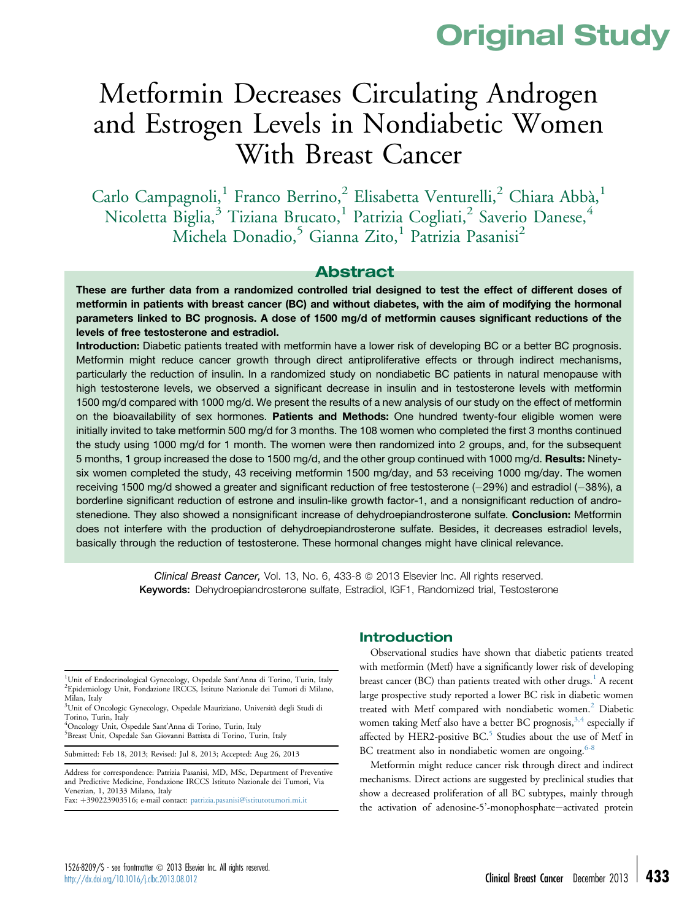Original Study

# Metformin Decreases Circulating Androgen and Estrogen Levels in Nondiabetic Women With Breast Cancer

Carlo Campagnoli,[1] Franco Berrino,[2] Elisabetta Venturelli,[2] Chiara Abbà,[1] Nicoletta Biglia,[3] Tiziana Brucato,[1] Patrizia Cogliati,[2] Saverio Danese,[4] Michela Donadio,[5] Gianna Zito,[1] Patrizia Pasanisi[2]

## Abstract

**These are further data from a randomized controlled trial designed to test the effect of different doses of metformin in patients with breast cancer (BC) and without diabetes, with the aim of modifying the hormonal parameters linked to BC prognosis. A dose of 1500 mg/d of metformin causes significant reductions of the levels of free testosterone and estradiol.**

**Introduction:** Diabetic patients treated with metformin have a lower risk of developing BC or a better BC prognosis. Metformin might reduce cancer growth through direct antiproliferative effects or through indirect mechanisms, particularly the reduction of insulin. In a randomized study on nondiabetic BC patients in natural menopause with high testosterone levels, we observed a significant decrease in insulin and in testosterone levels with metformin 1500 mg/d compared with 1000 mg/d. We present the results of a new analysis of our study on the effect of metformin on the bioavailability of sex hormones. **Patients and Methods:** One hundred twenty-four eligible women were initially invited to take metformin 500 mg/d for 3 months. The 108 women who completed the first 3 months continued the study using 1000 mg/d for 1 month. The women were then randomized into 2 groups, and, for the subsequent 5 months, 1 group increased the dose to 1500 mg/d, and the other group continued with 1000 mg/d. **Results:** Ninety-six women completed the study, 43 receiving metformin 1500 mg/day, and 53 receiving 1000 mg/day. The women receiving 1500 mg/d showed a greater and significant reduction of free testosterone (−29%) and estradiol (−38%), a borderline significant reduction of estrone and insulin-like growth factor-1, and a nonsignificant reduction of androstenedione. They also showed a nonsignificant increase of dehydroepiandrosterone sulfate. **Conclusion:** Metformin does not interfere with the production of dehydroepiandrosterone sulfate. Besides, it decreases estradiol levels, basically through the reduction of testosterone. These hormonal changes might have clinical relevance.

*Clinical Breast Cancer,* Vol. 13, No. 6, 433-8 © 2013 Elsevier Inc. All rights reserved.
**Keywords:** Dehydroepiandrosterone sulfate, Estradiol, IGF1, Randomized trial, Testosterone

[1]Unit of Endocrinological Gynecology, Ospedale Sant'Anna di Torino, Turin, Italy
[2]Epidemiology Unit, Fondazione IRCCS, Istituto Nazionale dei Tumori di Milano, Milan, Italy
[3]Unit of Oncologic Gynecology, Ospedale Mauriziano, Università degli Studi di Torino, Turin, Italy
[4]Oncology Unit, Ospedale Sant'Anna di Torino, Turin, Italy
[5]Breast Unit, Ospedale San Giovanni Battista di Torino, Turin, Italy

Submitted: Feb 18, 2013; Revised: Jul 8, 2013; Accepted: Aug 26, 2013

Address for correspondence: Patrizia Pasanisi, MD, MSc, Department of Preventive and Predictive Medicine, Fondazione IRCCS Istituto Nazionale dei Tumori, Via Venezian, 1, 20133 Milano, Italy
Fax: +390223903516; e-mail contact: patrizia.pasanisi@istitutotumori.mi.it

## Introduction

Observational studies have shown that diabetic patients treated with metformin (Metf) have a significantly lower risk of developing breast cancer (BC) than patients treated with other drugs.[1] A recent large prospective study reported a lower BC risk in diabetic women treated with Metf compared with nondiabetic women.[2] Diabetic women taking Metf also have a better BC prognosis,[3,4] especially if affected by HER2-positive BC.[5] Studies about the use of Metf in BC treatment also in nondiabetic women are ongoing.[6-8]

Metformin might reduce cancer risk through direct and indirect mechanisms. Direct actions are suggested by preclinical studies that show a decreased proliferation of all BC subtypes, mainly through the activation of adenosine-5'-monophosphate−activated protein

1526-8209/$ - see frontmatter © 2013 Elsevier Inc. All rights reserved.
http://dx.doi.org/10.1016/j.clbc.2013.08.012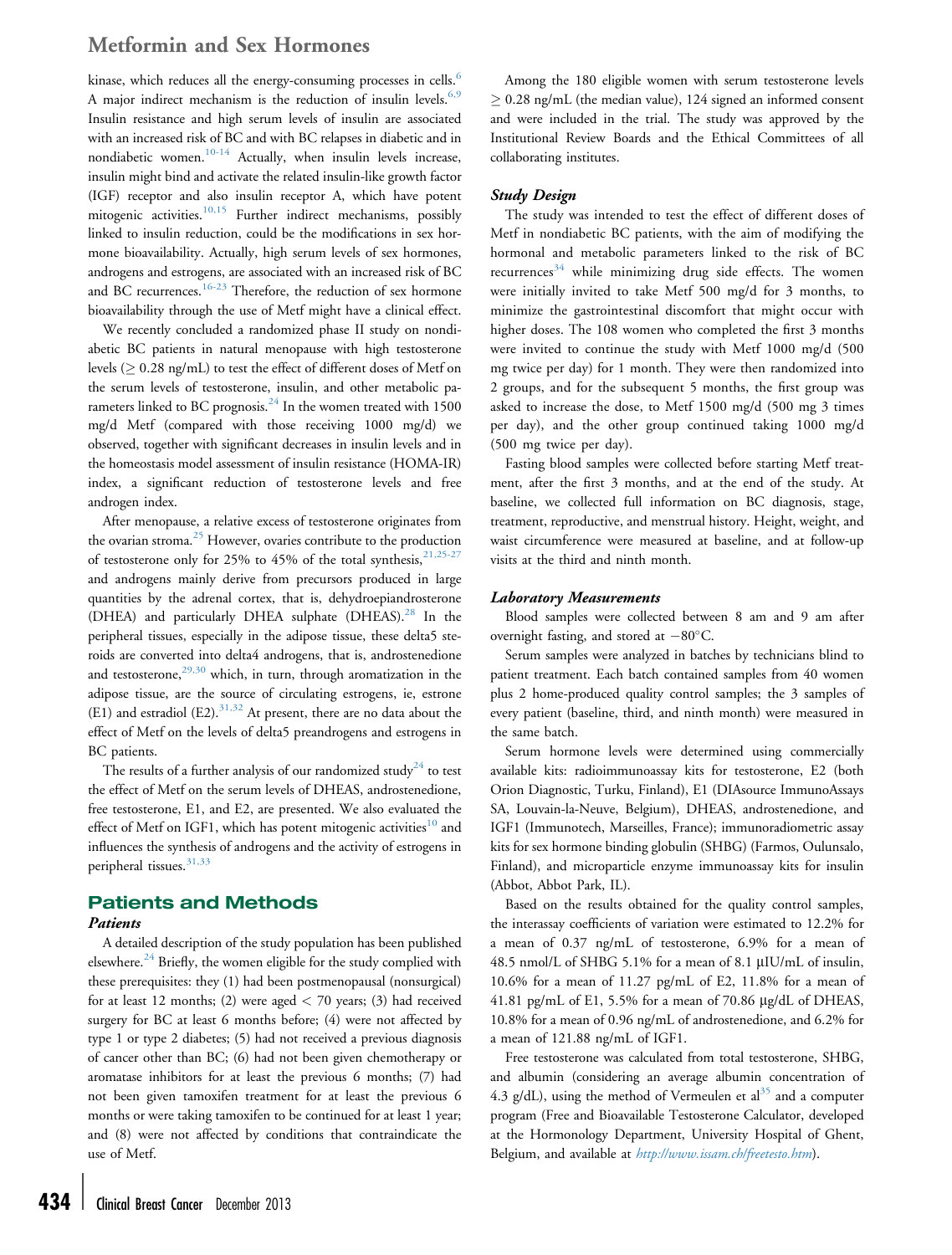kinase, which reduces all the energy-consuming processes in cells.[6] A major indirect mechanism is the reduction of insulin levels.[6,9] Insulin resistance and high serum levels of insulin are associated with an increased risk of BC and with BC relapses in diabetic and in nondiabetic women.[10-14] Actually, when insulin levels increase, insulin might bind and activate the related insulin-like growth factor (IGF) receptor and also insulin receptor A, which have potent mitogenic activities.[10,15] Further indirect mechanisms, possibly linked to insulin reduction, could be the modifications in sex hormone bioavailability. Actually, high serum levels of sex hormones, androgens and estrogens, are associated with an increased risk of BC and BC recurrences.[16-23] Therefore, the reduction of sex hormone bioavailability through the use of Metf might have a clinical effect.

We recently concluded a randomized phase II study on nondiabetic BC patients in natural menopause with high testosterone levels ($\geq$ 0.28 ng/mL) to test the effect of different doses of Metf on the serum levels of testosterone, insulin, and other metabolic parameters linked to BC prognosis.[24] In the women treated with 1500 mg/d Metf (compared with those receiving 1000 mg/d) we observed, together with significant decreases in insulin levels and in the homeostasis model assessment of insulin resistance (HOMA-IR) index, a significant reduction of testosterone levels and free androgen index.

After menopause, a relative excess of testosterone originates from the ovarian stroma.[25] However, ovaries contribute to the production of testosterone only for 25% to 45% of the total synthesis,[21,25-27] and androgens mainly derive from precursors produced in large quantities by the adrenal cortex, that is, dehydroepiandrosterone (DHEA) and particularly DHEA sulphate (DHEAS).[28] In the peripheral tissues, especially in the adipose tissue, these delta5 steroids are converted into delta4 androgens, that is, androstenedione and testosterone,[29,30] which, in turn, through aromatization in the adipose tissue, are the source of circulating estrogens, ie, estrone (E1) and estradiol (E2).[31,32] At present, there are no data about the effect of Metf on the levels of delta5 preandrogens and estrogens in BC patients.

The results of a further analysis of our randomized study[24] to test the effect of Metf on the serum levels of DHEAS, androstenedione, free testosterone, E1, and E2, are presented. We also evaluated the effect of Metf on IGF1, which has potent mitogenic activities[10] and influences the synthesis of androgens and the activity of estrogens in peripheral tissues.[31,33]

## Patients and Methods

### Patients

A detailed description of the study population has been published elsewhere.[24] Briefly, the women eligible for the study complied with these prerequisites: they (1) had been postmenopausal (nonsurgical) for at least 12 months; (2) were aged < 70 years; (3) had received surgery for BC at least 6 months before; (4) were not affected by type 1 or type 2 diabetes; (5) had not received a previous diagnosis of cancer other than BC; (6) had not been given chemotherapy or aromatase inhibitors for at least the previous 6 months; (7) had not been given tamoxifen treatment for at least the previous 6 months or were taking tamoxifen to be continued for at least 1 year; and (8) were not affected by conditions that contraindicate the use of Metf.

Among the 180 eligible women with serum testosterone levels $\geq$ 0.28 ng/mL (the median value), 124 signed an informed consent and were included in the trial. The study was approved by the Institutional Review Boards and the Ethical Committees of all collaborating institutes.

### Study Design

The study was intended to test the effect of different doses of Metf in nondiabetic BC patients, with the aim of modifying the hormonal and metabolic parameters linked to the risk of BC recurrences[34] while minimizing drug side effects. The women were initially invited to take Metf 500 mg/d for 3 months, to minimize the gastrointestinal discomfort that might occur with higher doses. The 108 women who completed the first 3 months were invited to continue the study with Metf 1000 mg/d (500 mg twice per day) for 1 month. They were then randomized into 2 groups, and for the subsequent 5 months, the first group was asked to increase the dose, to Metf 1500 mg/d (500 mg 3 times per day), and the other group continued taking 1000 mg/d (500 mg twice per day).

Fasting blood samples were collected before starting Metf treatment, after the first 3 months, and at the end of the study. At baseline, we collected full information on BC diagnosis, stage, treatment, reproductive, and menstrual history. Height, weight, and waist circumference were measured at baseline, and at follow-up visits at the third and ninth month.

### Laboratory Measurements

Blood samples were collected between 8 am and 9 am after overnight fasting, and stored at −80°C.

Serum samples were analyzed in batches by technicians blind to patient treatment. Each batch contained samples from 40 women plus 2 home-produced quality control samples; the 3 samples of every patient (baseline, third, and ninth month) were measured in the same batch.

Serum hormone levels were determined using commercially available kits: radioimmunoassay kits for testosterone, E2 (both Orion Diagnostic, Turku, Finland), E1 (DIAsource ImmunoAssays SA, Louvain-la-Neuve, Belgium), DHEAS, androstenedione, and IGF1 (Immunotech, Marseilles, France); immunoradiometric assay kits for sex hormone binding globulin (SHBG) (Farmos, Oulunsalo, Finland), and microparticle enzyme immunoassay kits for insulin (Abbot, Abbot Park, IL).

Based on the results obtained for the quality control samples, the interassay coefficients of variation were estimated to 12.2% for a mean of 0.37 ng/mL of testosterone, 6.9% for a mean of 48.5 nmol/L of SHBG 5.1% for a mean of 8.1 µIU/mL of insulin, 10.6% for a mean of 11.27 pg/mL of E2, 11.8% for a mean of 41.81 pg/mL of E1, 5.5% for a mean of 70.86 µg/dL of DHEAS, 10.8% for a mean of 0.96 ng/mL of androstenedione, and 6.2% for a mean of 121.88 ng/mL of IGF1.

Free testosterone was calculated from total testosterone, SHBG, and albumin (considering an average albumin concentration of 4.3 g/dL), using the method of Vermeulen et al[35] and a computer program (Free and Bioavailable Testosterone Calculator, developed at the Hormonology Department, University Hospital of Ghent, Belgium, and available at *http://www.issam.ch/freetesto.htm*).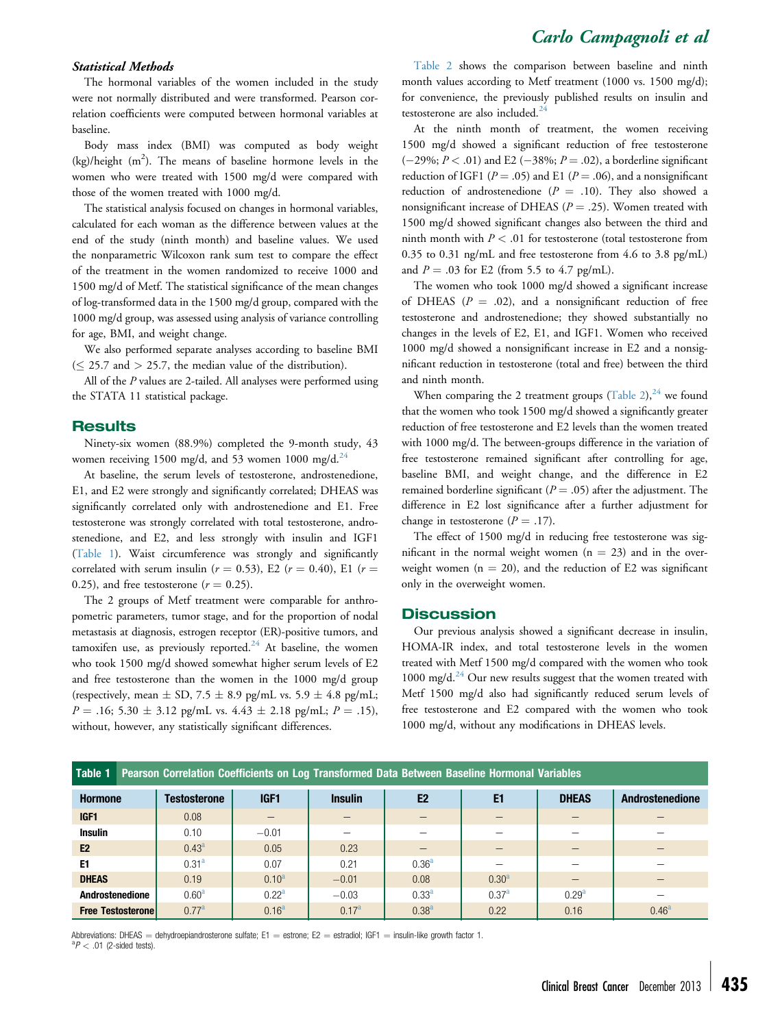### Statistical Methods

The hormonal variables of the women included in the study were not normally distributed and were transformed. Pearson correlation coefficients were computed between hormonal variables at baseline.

Body mass index (BMI) was computed as body weight (kg)/height ($m^2$). The means of baseline hormone levels in the women who were treated with 1500 mg/d were compared with those of the women treated with 1000 mg/d.

The statistical analysis focused on changes in hormonal variables, calculated for each woman as the difference between values at the end of the study (ninth month) and baseline values. We used the nonparametric Wilcoxon rank sum test to compare the effect of the treatment in the women randomized to receive 1000 and 1500 mg/d of Metf. The statistical significance of the mean changes of log-transformed data in the 1500 mg/d group, compared with the 1000 mg/d group, was assessed using analysis of variance controlling for age, BMI, and weight change.

We also performed separate analyses according to baseline BMI ($\leq$ 25.7 and $>$ 25.7, the median value of the distribution).

All of the *P* values are 2-tailed. All analyses were performed using the STATA 11 statistical package.

## Results

Ninety-six women (88.9%) completed the 9-month study, 43 women receiving 1500 mg/d, and 53 women 1000 mg/d.[24]

At baseline, the serum levels of testosterone, androstenedione, E1, and E2 were strongly and significantly correlated; DHEAS was significantly correlated only with androstenedione and E1. Free testosterone was strongly correlated with total testosterone, androstenedione, and E2, and less strongly with insulin and IGF1 (Table 1). Waist circumference was strongly and significantly correlated with serum insulin ($r$ = 0.53), E2 ($r$ = 0.40), E1 ($r$ = 0.25), and free testosterone ($r$ = 0.25).

The 2 groups of Metf treatment were comparable for anthropometric parameters, tumor stage, and for the proportion of nodal metastasis at diagnosis, estrogen receptor (ER)-positive tumors, and tamoxifen use, as previously reported.[24] At baseline, the women who took 1500 mg/d showed somewhat higher serum levels of E2 and free testosterone than the women in the 1000 mg/d group (respectively, mean $\pm$ SD, 7.5 $\pm$ 8.9 pg/mL vs. 5.9 $\pm$ 4.8 pg/mL; $P$ = .16; 5.30 $\pm$ 3.12 pg/mL vs. 4.43 $\pm$ 2.18 pg/mL; $P$ = .15), without, however, any statistically significant differences.

Table 2 shows the comparison between baseline and ninth month values according to Metf treatment (1000 vs. 1500 mg/d); for convenience, the previously published results on insulin and testosterone are also included.[24]

At the ninth month of treatment, the women receiving 1500 mg/d showed a significant reduction of free testosterone (−29%; $P < .01$) and E2 (−38%; $P$ = .02), a borderline significant reduction of IGF1 ($P$ = .05) and E1 ($P$ = .06), and a nonsignificant reduction of androstenedione ($P$ = .10). They also showed a nonsignificant increase of DHEAS ($P$ = .25). Women treated with 1500 mg/d showed significant changes also between the third and ninth month with $P < .01$ for testosterone (total testosterone from 0.35 to 0.31 ng/mL and free testosterone from 4.6 to 3.8 pg/mL) and $P$ = .03 for E2 (from 5.5 to 4.7 pg/mL).

The women who took 1000 mg/d showed a significant increase of DHEAS ($P$ = .02), and a nonsignificant reduction of free testosterone and androstenedione; they showed substantially no changes in the levels of E2, E1, and IGF1. Women who received 1000 mg/d showed a nonsignificant increase in E2 and a nonsignificant reduction in testosterone (total and free) between the third and ninth month.

When comparing the 2 treatment groups (Table 2),[24] we found that the women who took 1500 mg/d showed a significantly greater reduction of free testosterone and E2 levels than the women treated with 1000 mg/d. The between-groups difference in the variation of free testosterone remained significant after controlling for age, baseline BMI, and weight change, and the difference in E2 remained borderline significant ($P$ = .05) after the adjustment. The difference in E2 lost significance after a further adjustment for change in testosterone ($P$ = .17).

The effect of 1500 mg/d in reducing free testosterone was significant in the normal weight women (n = 23) and in the overweight women (n = 20), and the reduction of E2 was significant only in the overweight women.

## Discussion

Our previous analysis showed a significant decrease in insulin, HOMA-IR index, and total testosterone levels in the women treated with Metf 1500 mg/d compared with the women who took 1000 mg/d.[24] Our new results suggest that the women treated with Metf 1500 mg/d also had significantly reduced serum levels of free testosterone and E2 compared with the women who took 1000 mg/d, without any modifications in DHEAS levels.

**Table 1** Pearson Correlation Coefficients on Log Transformed Data Between Baseline Hormonal Variables

| Hormone | Testosterone | IGF1 | Insulin | E2 | E1 | DHEAS | Androstenedione |
|---|---|---|---|---|---|---|---|
| IGF1 | 0.08 | — | — | — | — | — | — |
| Insulin | 0.10 | −0.01 | — | — | — | — | — |
| E2 | 0.43[a] | 0.05 | 0.23 | — | — | — | — |
| E1 | 0.31[a] | 0.07 | 0.21 | 0.36[a] | — | — | — |
| DHEAS | 0.19 | 0.10[a] | −0.01 | 0.08 | 0.30[a] | — | — |
| Androstenedione | 0.60[a] | 0.22[a] | −0.03 | 0.33[a] | 0.37[a] | 0.29[a] | — |
| Free Testosterone | 0.77[a] | 0.16[a] | 0.17[a] | 0.38[a] | 0.22 | 0.16 | 0.46[a] |

Abbreviations: DHEAS = dehydroepiandrosterone sulfate; E1 = estrone; E2 = estradiol; IGF1 = insulin-like growth factor 1.
[a] $P < .01$ (2-sided tests).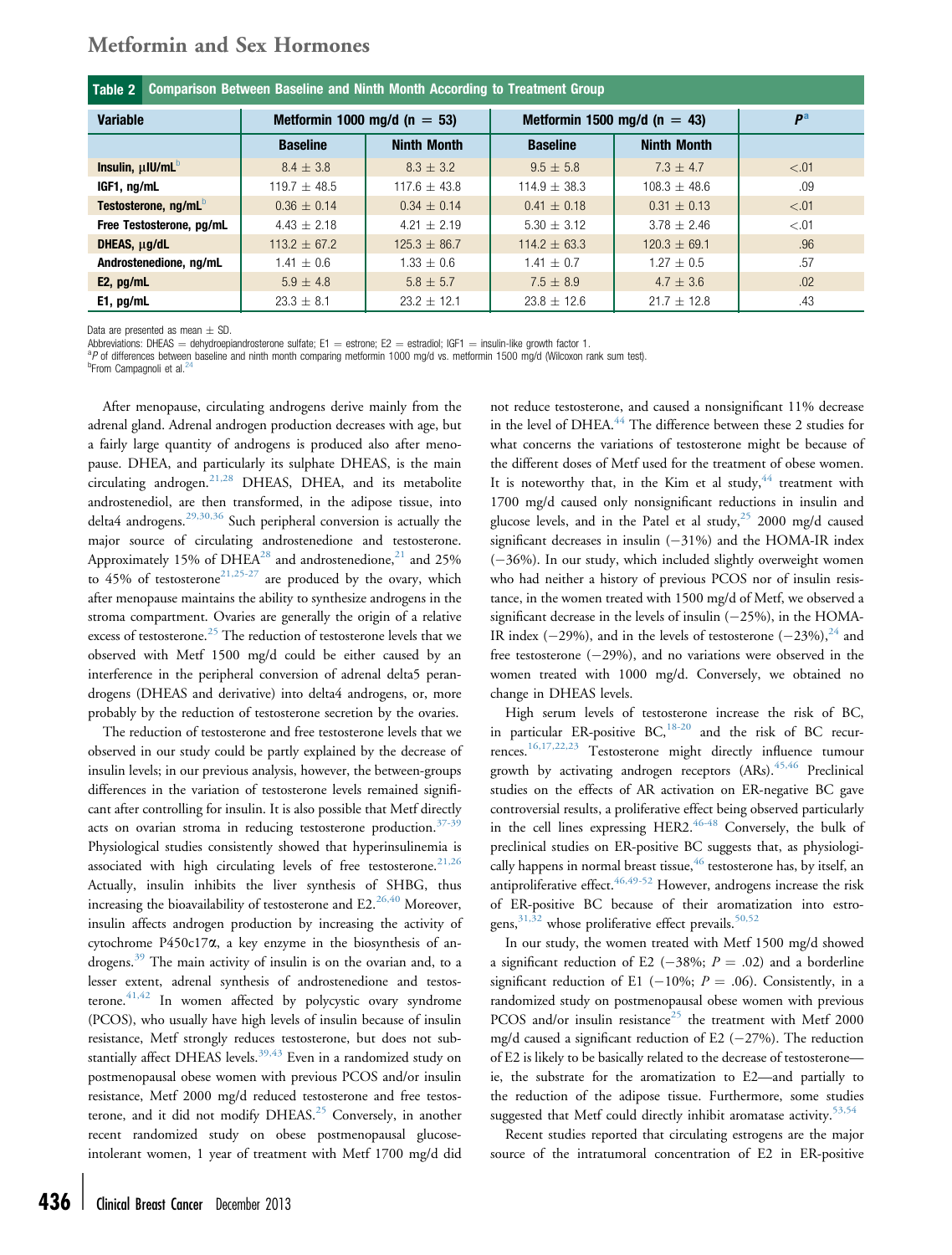**Table 2 Comparison Between Baseline and Ninth Month According to Treatment Group**

| Variable | Metformin 1000 mg/d (n = 53) | | Metformin 1500 mg/d (n = 43) | | $P$[a] |
|---|---|---|---|---|---|
| | Baseline | Ninth Month | Baseline | Ninth Month | |
| Insulin, μIU/mL[b] | 8.4 ± 3.8 | 8.3 ± 3.2 | 9.5 ± 5.8 | 7.3 ± 4.7 | <.01 |
| IGF1, ng/mL | 119.7 ± 48.5 | 117.6 ± 43.8 | 114.9 ± 38.3 | 108.3 ± 48.6 | .09 |
| Testosterone, ng/mL[b] | 0.36 ± 0.14 | 0.34 ± 0.14 | 0.41 ± 0.18 | 0.31 ± 0.13 | <.01 |
| Free Testosterone, pg/mL | 4.43 ± 2.18 | 4.21 ± 2.19 | 5.30 ± 3.12 | 3.78 ± 2.46 | <.01 |
| DHEAS, μg/dL | 113.2 ± 67.2 | 125.3 ± 86.7 | 114.2 ± 63.3 | 120.3 ± 69.1 | .96 |
| Androstenedione, ng/mL | 1.41 ± 0.6 | 1.33 ± 0.6 | 1.41 ± 0.7 | 1.27 ± 0.5 | .57 |
| E2, pg/mL | 5.9 ± 4.8 | 5.8 ± 5.7 | 7.5 ± 8.9 | 4.7 ± 3.6 | .02 |
| E1, pg/mL | 23.3 ± 8.1 | 23.2 ± 12.1 | 23.8 ± 12.6 | 21.7 ± 12.8 | .43 |

Data are presented as mean ± SD.

Abbreviations: DHEAS = dehydroepiandrosterone sulfate; E1 = estrone; E2 = estradiol; IGF1 = insulin-like growth factor 1.

[a]$P$ of differences between baseline and ninth month comparing metformin 1000 mg/d vs. metformin 1500 mg/d (Wilcoxon rank sum test).

[b]From Campagnoli et al.[24]

After menopause, circulating androgens derive mainly from the adrenal gland. Adrenal androgen production decreases with age, but a fairly large quantity of androgens is produced also after menopause. DHEA, and particularly its sulphate DHEAS, is the main circulating androgen.[21,28] DHEAS, DHEA, and its metabolite androstenediol, are then transformed, in the adipose tissue, into delta4 androgens.[29,30,36] Such peripheral conversion is actually the major source of circulating androstenedione and testosterone. Approximately 15% of DHEA[28] and androstenedione,[21] and 25% to 45% of testosterone[21,25-27] are produced by the ovary, which after menopause maintains the ability to synthesize androgens in the stroma compartment. Ovaries are generally the origin of a relative excess of testosterone.[25] The reduction of testosterone levels that we observed with Metf 1500 mg/d could be either caused by an interference in the peripheral conversion of adrenal delta5 perandrogens (DHEAS and derivative) into delta4 androgens, or, more probably by the reduction of testosterone secretion by the ovaries.

The reduction of testosterone and free testosterone levels that we observed in our study could be partly explained by the decrease of insulin levels; in our previous analysis, however, the between-groups differences in the variation of testosterone levels remained significant after controlling for insulin. It is also possible that Metf directly acts on ovarian stroma in reducing testosterone production.[37-39] Physiological studies consistently showed that hyperinsulinemia is associated with high circulating levels of free testosterone.[21,26] Actually, insulin inhibits the liver synthesis of SHBG, thus increasing the bioavailability of testosterone and E2.[26,40] Moreover, insulin affects androgen production by increasing the activity of cytochrome P450c17α, a key enzyme in the biosynthesis of androgens.[39] The main activity of insulin is on the ovarian and, to a lesser extent, adrenal synthesis of androstenedione and testosterone.[41,42] In women affected by polycystic ovary syndrome (PCOS), who usually have high levels of insulin because of insulin resistance, Metf strongly reduces testosterone, but does not substantially affect DHEAS levels.[39,43] Even in a randomized study on postmenopausal obese women with previous PCOS and/or insulin resistance, Metf 2000 mg/d reduced testosterone and free testosterone, and it did not modify DHEAS.[25] Conversely, in another recent randomized study on obese postmenopausal glucose-intolerant women, 1 year of treatment with Metf 1700 mg/d did not reduce testosterone, and caused a nonsignificant 11% decrease in the level of DHEA.[44] The difference between these 2 studies for what concerns the variations of testosterone might be because of the different doses of Metf used for the treatment of obese women. It is noteworthy that, in the Kim et al study,[44] treatment with 1700 mg/d caused only nonsignificant reductions in insulin and glucose levels, and in the Patel et al study,[25] 2000 mg/d caused significant decreases in insulin (−31%) and the HOMA-IR index (−36%). In our study, which included slightly overweight women who had neither a history of previous PCOS nor of insulin resistance, in the women treated with 1500 mg/d of Metf, we observed a significant decrease in the levels of insulin (−25%), in the HOMA-IR index (−29%), and in the levels of testosterone (−23%),[24] and free testosterone (−29%), and no variations were observed in the women treated with 1000 mg/d. Conversely, we obtained no change in DHEAS levels.

High serum levels of testosterone increase the risk of BC, in particular ER-positive BC,[18-20] and the risk of BC recurrences.[16,17,22,23] Testosterone might directly influence tumour growth by activating androgen receptors (ARs).[45,46] Preclinical studies on the effects of AR activation on ER-negative BC gave controversial results, a proliferative effect being observed particularly in the cell lines expressing HER2.[46-48] Conversely, the bulk of preclinical studies on ER-positive BC suggests that, as physiologically happens in normal breast tissue,[46] testosterone has, by itself, an antiproliferative effect.[46,49-52] However, androgens increase the risk of ER-positive BC because of their aromatization into estrogens,[31,32] whose proliferative effect prevails.[50,52]

In our study, the women treated with Metf 1500 mg/d showed a significant reduction of E2 (−38%; $P = .02$) and a borderline significant reduction of E1 (−10%; $P = .06$). Consistently, in a randomized study on postmenopausal obese women with previous PCOS and/or insulin resistance[25] the treatment with Metf 2000 mg/d caused a significant reduction of E2 (−27%). The reduction of E2 is likely to be basically related to the decrease of testosterone—ie, the substrate for the aromatization to E2—and partially to the reduction of the adipose tissue. Furthermore, some studies suggested that Metf could directly inhibit aromatase activity.[53,54]

Recent studies reported that circulating estrogens are the major source of the intratumoral concentration of E2 in ER-positive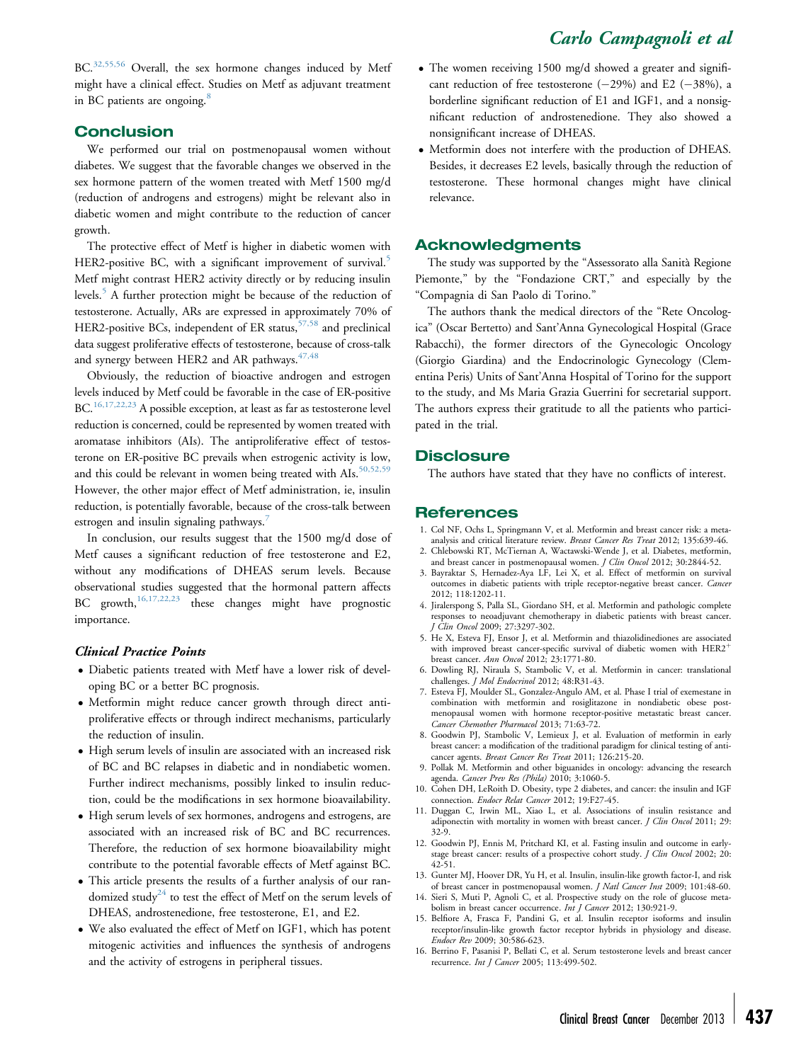BC.[32,55,56] Overall, the sex hormone changes induced by Metf might have a clinical effect. Studies on Metf as adjuvant treatment in BC patients are ongoing.[8]

## Conclusion

We performed our trial on postmenopausal women without diabetes. We suggest that the favorable changes we observed in the sex hormone pattern of the women treated with Metf 1500 mg/d (reduction of androgens and estrogens) might be relevant also in diabetic women and might contribute to the reduction of cancer growth.

The protective effect of Metf is higher in diabetic women with HER2-positive BC, with a significant improvement of survival.[5] Metf might contrast HER2 activity directly or by reducing insulin levels.[5] A further protection might be because of the reduction of testosterone. Actually, ARs are expressed in approximately 70% of HER2-positive BCs, independent of ER status,[57,58] and preclinical data suggest proliferative effects of testosterone, because of cross-talk and synergy between HER2 and AR pathways.[47,48]

Obviously, the reduction of bioactive androgen and estrogen levels induced by Metf could be favorable in the case of ER-positive BC.[16,17,22,23] A possible exception, at least as far as testosterone level reduction is concerned, could be represented by women treated with aromatase inhibitors (AIs). The antiproliferative effect of testosterone on ER-positive BC prevails when estrogenic activity is low, and this could be relevant in women being treated with AIs.[50,52,59] However, the other major effect of Metf administration, ie, insulin reduction, is potentially favorable, because of the cross-talk between estrogen and insulin signaling pathways.[7]

In conclusion, our results suggest that the 1500 mg/d dose of Metf causes a significant reduction of free testosterone and E2, without any modifications of DHEAS serum levels. Because observational studies suggested that the hormonal pattern affects BC growth,[16,17,22,23] these changes might have prognostic importance.

### *Clinical Practice Points*

- Diabetic patients treated with Metf have a lower risk of developing BC or a better BC prognosis.
- Metformin might reduce cancer growth through direct antiproliferative effects or through indirect mechanisms, particularly the reduction of insulin.
- High serum levels of insulin are associated with an increased risk of BC and BC relapses in diabetic and in nondiabetic women. Further indirect mechanisms, possibly linked to insulin reduction, could be the modifications in sex hormone bioavailability.
- High serum levels of sex hormones, androgens and estrogens, are associated with an increased risk of BC and BC recurrences. Therefore, the reduction of sex hormone bioavailability might contribute to the potential favorable effects of Metf against BC.
- This article presents the results of a further analysis of our randomized study[24] to test the effect of Metf on the serum levels of DHEAS, androstenedione, free testosterone, E1, and E2.
- We also evaluated the effect of Metf on IGF1, which has potent mitogenic activities and influences the synthesis of androgens and the activity of estrogens in peripheral tissues.
- The women receiving 1500 mg/d showed a greater and significant reduction of free testosterone (−29%) and E2 (−38%), a borderline significant reduction of E1 and IGF1, and a nonsignificant reduction of androstenedione. They also showed a nonsignificant increase of DHEAS.
- Metformin does not interfere with the production of DHEAS. Besides, it decreases E2 levels, basically through the reduction of testosterone. These hormonal changes might have clinical relevance.

## Acknowledgments

The study was supported by the "Assessorato alla Sanità Regione Piemonte," by the "Fondazione CRT," and especially by the "Compagnia di San Paolo di Torino."

The authors thank the medical directors of the "Rete Oncologica" (Oscar Bertetto) and Sant'Anna Gynecological Hospital (Grace Rabacchi), the former directors of the Gynecologic Oncology (Giorgio Giardina) and the Endocrinologic Gynecology (Clementina Peris) Units of Sant'Anna Hospital of Torino for the support to the study, and Ms Maria Grazia Guerrini for secretarial support. The authors express their gratitude to all the patients who participated in the trial.

## Disclosure

The authors have stated that they have no conflicts of interest.

## References

1. Col NF, Ochs L, Springmann V, et al. Metformin and breast cancer risk: a meta-analysis and critical literature review. *Breast Cancer Res Treat* 2012; 135:639-46.
2. Chlebowski RT, McTiernan A, Wactawski-Wende J, et al. Diabetes, metformin, and breast cancer in postmenopausal women. *J Clin Oncol* 2012; 30:2844-52.
3. Bayraktar S, Hernadez-Aya LF, Lei X, et al. Effect of metformin on survival outcomes in diabetic patients with triple receptor-negative breast cancer. *Cancer* 2012; 118:1202-11.
4. Jiralerspong S, Palla SL, Giordano SH, et al. Metformin and pathologic complete responses to neoadjuvant chemotherapy in diabetic patients with breast cancer. *J Clin Oncol* 2009; 27:3297-302.
5. He X, Esteva FJ, Ensor J, et al. Metformin and thiazolidinediones are associated with improved breast cancer-specific survival of diabetic women with HER2$^{+}$ breast cancer. *Ann Oncol* 2012; 23:1771-80.
6. Dowling RJ, Niraula S, Stambolic V, et al. Metformin in cancer: translational challenges. *J Mol Endocrinol* 2012; 48:R31-43.
7. Esteva FJ, Moulder SL, Gonzalez-Angulo AM, et al. Phase I trial of exemestane in combination with metformin and rosiglitazone in nondiabetic obese postmenopausal women with hormone receptor-positive metastatic breast cancer. *Cancer Chemother Pharmacol* 2013; 71:63-72.
8. Goodwin PJ, Stambolic V, Lemieux J, et al. Evaluation of metformin in early breast cancer: a modification of the traditional paradigm for clinical testing of anti-cancer agents. *Breast Cancer Res Treat* 2011; 126:215-20.
9. Pollak M. Metformin and other biguanides in oncology: advancing the research agenda. *Cancer Prev Res (Phila)* 2010; 3:1060-5.
10. Cohen DH, LeRoith D. Obesity, type 2 diabetes, and cancer: the insulin and IGF connection. *Endocr Relat Cancer* 2012; 19:F27-45.
11. Duggan C, Irwin ML, Xiao L, et al. Associations of insulin resistance and adiponectin with mortality in women with breast cancer. *J Clin Oncol* 2011; 29: 32-9.
12. Goodwin PJ, Ennis M, Pritchard KI, et al. Fasting insulin and outcome in early-stage breast cancer: results of a prospective cohort study. *J Clin Oncol* 2002; 20: 42-51.
13. Gunter MJ, Hoover DR, Yu H, et al. Insulin, insulin-like growth factor-I, and risk of breast cancer in postmenopausal women. *J Natl Cancer Inst* 2009; 101:48-60.
14. Sieri S, Muti P, Agnoli C, et al. Prospective study on the role of glucose metabolism in breast cancer occurrence. *Int J Cancer* 2012; 130:921-9.
15. Belfiore A, Frasca F, Pandini G, et al. Insulin receptor isoforms and insulin receptor/insulin-like growth factor receptor hybrids in physiology and disease. *Endocr Rev* 2009; 30:586-623.
16. Berrino F, Pasanisi P, Bellati C, et al. Serum testosterone levels and breast cancer recurrence. *Int J Cancer* 2005; 113:499-502.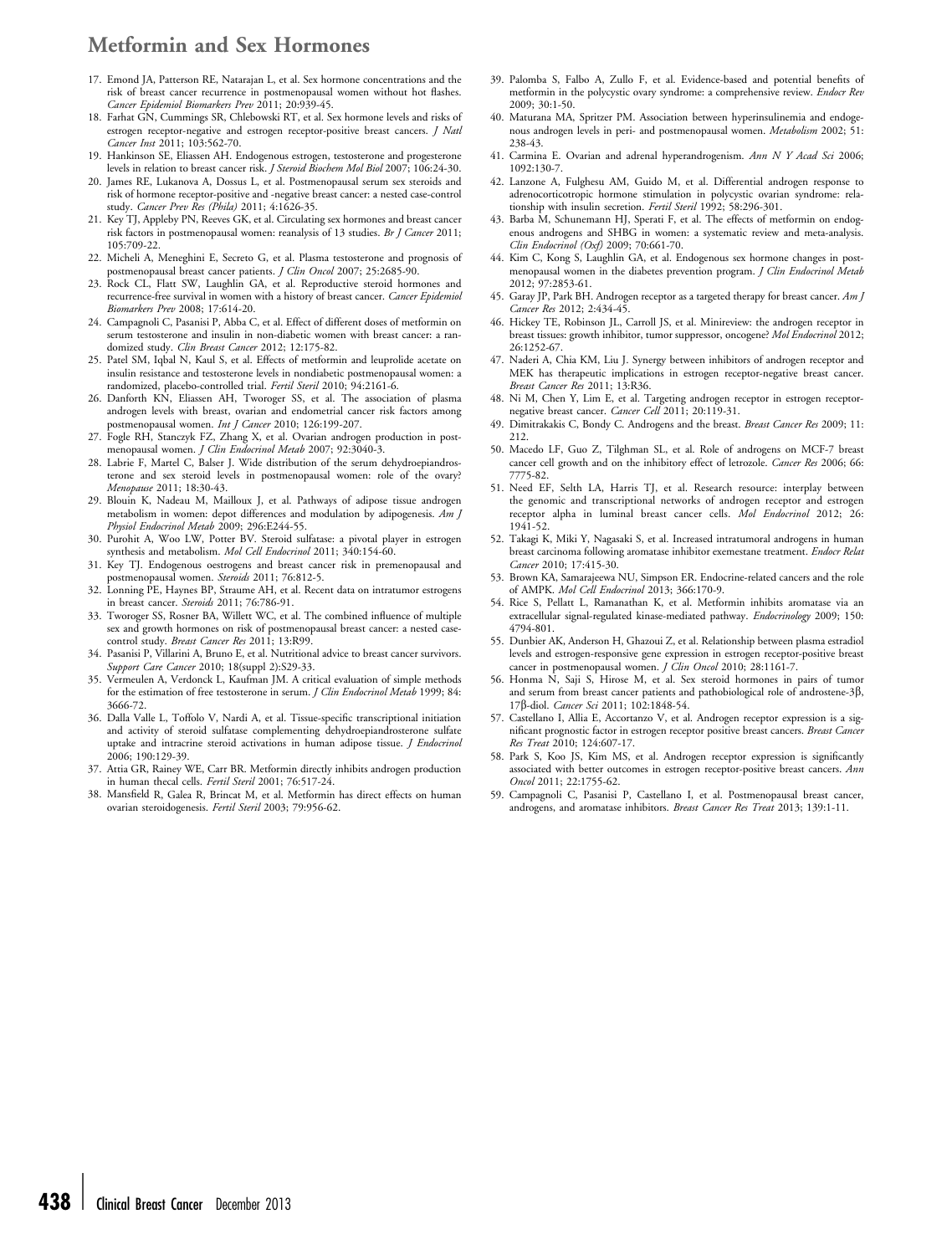17. Emond JA, Patterson RE, Natarajan L, et al. Sex hormone concentrations and the risk of breast cancer recurrence in postmenopausal women without hot flashes. *Cancer Epidemiol Biomarkers Prev* 2011; 20:939-45.
18. Farhat GN, Cummings SR, Chlebowski RT, et al. Sex hormone levels and risks of estrogen receptor-negative and estrogen receptor-positive breast cancers. *J Natl Cancer Inst* 2011; 103:562-70.
19. Hankinson SE, Eliassen AH. Endogenous estrogen, testosterone and progesterone levels in relation to breast cancer risk. *J Steroid Biochem Mol Biol* 2007; 106:24-30.
20. James RE, Lukanova A, Dossus L, et al. Postmenopausal serum sex steroids and risk of hormone receptor-positive and -negative breast cancer: a nested case-control study. *Cancer Prev Res (Phila)* 2011; 4:1626-35.
21. Key TJ, Appleby PN, Reeves GK, et al. Circulating sex hormones and breast cancer risk factors in postmenopausal women: reanalysis of 13 studies. *Br J Cancer* 2011; 105:709-22.
22. Micheli A, Meneghini E, Secreto G, et al. Plasma testosterone and prognosis of postmenopausal breast cancer patients. *J Clin Oncol* 2007; 25:2685-90.
23. Rock CL, Flatt SW, Laughlin GA, et al. Reproductive steroid hormones and recurrence-free survival in women with a history of breast cancer. *Cancer Epidemiol Biomarkers Prev* 2008; 17:614-20.
24. Campagnoli C, Pasanisi P, Abba C, et al. Effect of different doses of metformin on serum testosterone and insulin in non-diabetic women with breast cancer: a randomized study. *Clin Breast Cancer* 2012; 12:175-82.
25. Patel SM, Iqbal N, Kaul S, et al. Effects of metformin and leuprolide acetate on insulin resistance and testosterone levels in nondiabetic postmenopausal women: a randomized, placebo-controlled trial. *Fertil Steril* 2010; 94:2161-6.
26. Danforth KN, Eliassen AH, Tworoger SS, et al. The association of plasma androgen levels with breast, ovarian and endometrial cancer risk factors among postmenopausal women. *Int J Cancer* 2010; 126:199-207.
27. Fogle RH, Stanczyk FZ, Zhang X, et al. Ovarian androgen production in postmenopausal women. *J Clin Endocrinol Metab* 2007; 92:3040-3.
28. Labrie F, Martel C, Balser J. Wide distribution of the serum dehydroepiandrosterone and sex steroid levels in postmenopausal women: role of the ovary? *Menopause* 2011; 18:30-43.
29. Blouin K, Nadeau M, Mailloux J, et al. Pathways of adipose tissue androgen metabolism in women: depot differences and modulation by adipogenesis. *Am J Physiol Endocrinol Metab* 2009; 296:E244-55.
30. Purohit A, Woo LW, Potter BV. Steroid sulfatase: a pivotal player in estrogen synthesis and metabolism. *Mol Cell Endocrinol* 2011; 340:154-60.
31. Key TJ. Endogenous oestrogens and breast cancer risk in premenopausal and postmenopausal women. *Steroids* 2011; 76:812-5.
32. Lonning PE, Haynes BP, Straume AH, et al. Recent data on intratumor estrogens in breast cancer. *Steroids* 2011; 76:786-91.
33. Tworoger SS, Rosner BA, Willett WC, et al. The combined influence of multiple sex and growth hormones on risk of postmenopausal breast cancer: a nested case-control study. *Breast Cancer Res* 2011; 13:R99.
34. Pasanisi P, Villarini A, Bruno E, et al. Nutritional advice to breast cancer survivors. *Support Care Cancer* 2010; 18(suppl 2):S29-33.
35. Vermeulen A, Verdonck L, Kaufman JM. A critical evaluation of simple methods for the estimation of free testosterone in serum. *J Clin Endocrinol Metab* 1999; 84: 3666-72.
36. Dalla Valle L, Toffolo V, Nardi A, et al. Tissue-specific transcriptional initiation and activity of steroid sulfatase complementing dehydroepiandrosterone sulfate uptake and intracrine steroid activations in human adipose tissue. *J Endocrinol* 2006; 190:129-39.
37. Attia GR, Rainey WE, Carr BR. Metformin directly inhibits androgen production in human thecal cells. *Fertil Steril* 2001; 76:517-24.
38. Mansfield R, Galea R, Brincat M, et al. Metformin has direct effects on human ovarian steroidogenesis. *Fertil Steril* 2003; 79:956-62.
39. Palomba S, Falbo A, Zullo F, et al. Evidence-based and potential benefits of metformin in the polycystic ovary syndrome: a comprehensive review. *Endocr Rev* 2009; 30:1-50.
40. Maturana MA, Spritzer PM. Association between hyperinsulinemia and endogenous androgen levels in peri- and postmenopausal women. *Metabolism* 2002; 51: 238-43.
41. Carmina E. Ovarian and adrenal hyperandrogenism. *Ann N Y Acad Sci* 2006; 1092:130-7.
42. Lanzone A, Fulghesu AM, Guido M, et al. Differential androgen response to adrenocorticotropic hormone stimulation in polycystic ovarian syndrome: relationship with insulin secretion. *Fertil Steril* 1992; 58:296-301.
43. Barba M, Schunemann HJ, Sperati F, et al. The effects of metformin on endogenous androgens and SHBG in women: a systematic review and meta-analysis. *Clin Endocrinol (Oxf)* 2009; 70:661-70.
44. Kim C, Kong S, Laughlin GA, et al. Endogenous sex hormone changes in postmenopausal women in the diabetes prevention program. *J Clin Endocrinol Metab* 2012; 97:2853-61.
45. Garay JP, Park BH. Androgen receptor as a targeted therapy for breast cancer. *Am J Cancer Res* 2012; 2:434-45.
46. Hickey TE, Robinson JL, Carroll JS, et al. Minireview: the androgen receptor in breast tissues: growth inhibitor, tumor suppressor, oncogene? *Mol Endocrinol* 2012; 26:1252-67.
47. Naderi A, Chia KM, Liu J. Synergy between inhibitors of androgen receptor and MEK has therapeutic implications in estrogen receptor-negative breast cancer. *Breast Cancer Res* 2011; 13:R36.
48. Ni M, Chen Y, Lim E, et al. Targeting androgen receptor in estrogen receptor-negative breast cancer. *Cancer Cell* 2011; 20:119-31.
49. Dimitrakakis C, Bondy C. Androgens and the breast. *Breast Cancer Res* 2009; 11: 212.
50. Macedo LF, Guo Z, Tilghman SL, et al. Role of androgens on MCF-7 breast cancer cell growth and on the inhibitory effect of letrozole. *Cancer Res* 2006; 66: 7775-82.
51. Need EF, Selth LA, Harris TJ, et al. Research resource: interplay between the genomic and transcriptional networks of androgen receptor and estrogen receptor alpha in luminal breast cancer cells. *Mol Endocrinol* 2012; 26: 1941-52.
52. Takagi K, Miki Y, Nagasaki S, et al. Increased intratumoral androgens in human breast carcinoma following aromatase inhibitor exemestane treatment. *Endocr Relat Cancer* 2010; 17:415-30.
53. Brown KA, Samarajeewa NU, Simpson ER. Endocrine-related cancers and the role of AMPK. *Mol Cell Endocrinol* 2013; 366:170-9.
54. Rice S, Pellatt L, Ramanathan K, et al. Metformin inhibits aromatase via an extracellular signal-regulated kinase-mediated pathway. *Endocrinology* 2009; 150: 4794-801.
55. Dunbier AK, Anderson H, Ghazoui Z, et al. Relationship between plasma estradiol levels and estrogen-responsive gene expression in estrogen receptor-positive breast cancer in postmenopausal women. *J Clin Oncol* 2010; 28:1161-7.
56. Honma N, Saji S, Hirose M, et al. Sex steroid hormones in pairs of tumor and serum from breast cancer patients and pathobiological role of androstene-3β, 17β-diol. *Cancer Sci* 2011; 102:1848-54.
57. Castellano I, Allia E, Accortanzo V, et al. Androgen receptor expression is a significant prognostic factor in estrogen receptor positive breast cancers. *Breast Cancer Res Treat* 2010; 124:607-17.
58. Park S, Koo JS, Kim MS, et al. Androgen receptor expression is significantly associated with better outcomes in estrogen receptor-positive breast cancers. *Ann Oncol* 2011; 22:1755-62.
59. Campagnoli C, Pasanisi P, Castellano I, et al. Postmenopausal breast cancer, androgens, and aromatase inhibitors. *Breast Cancer Res Treat* 2013; 139:1-11.